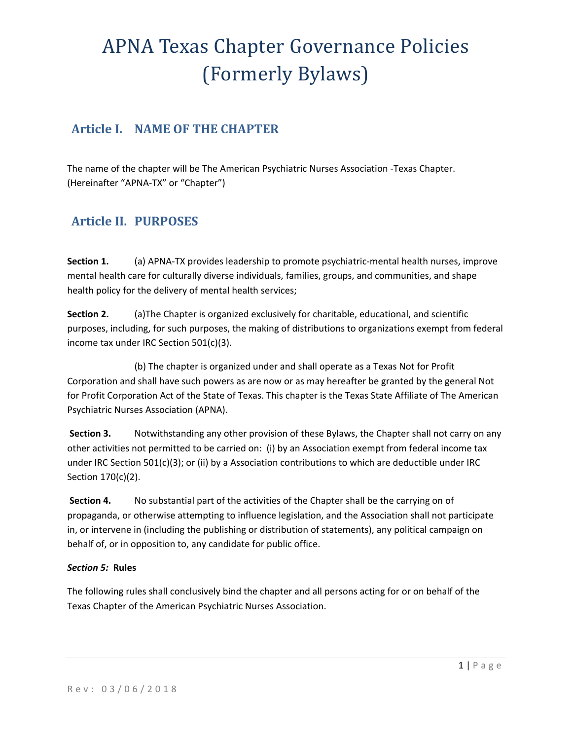# APNA Texas Chapter Governance Policies (Formerly Bylaws)

## Article I. NAME OF THE CHAPTER

The name of the chapter will be The American Psychiatric Nurses Association -Texas Chapter. (Hereinafter "APNA-TX" or "Chapter")

## Article II. PURPOSES

**Section 1.** (a) APNA-TX provides leadership to promote psychiatric-mental health nurses, improve mental health care for culturally diverse individuals, families, groups, and communities, and shape health policy for the delivery of mental health services;

**Section 2.** (a)The Chapter is organized exclusively for charitable, educational, and scientific purposes, including, for such purposes, the making of distributions to organizations exempt from federal income tax under IRC Section 501(c)(3).

(b) The chapter is organized under and shall operate as a Texas Not for Profit Corporation and shall have such powers as are now or as may hereafter be granted by the general Not for Profit Corporation Act of the State of Texas. This chapter is the Texas State Affiliate of The American Psychiatric Nurses Association (APNA).

**Section 3.** Notwithstanding any other provision of these Bylaws, the Chapter shall not carry on any other activities not permitted to be carried on: (i) by an Association exempt from federal income tax under IRC Section 501(c)(3); or (ii) by a Association contributions to which are deductible under IRC Section 170(c)(2).

**Section 4.** No substantial part of the activities of the Chapter shall be the carrying on of propaganda, or otherwise attempting to influence legislation, and the Association shall not participate in, or intervene in (including the publishing or distribution of statements), any political campaign on behalf of, or in opposition to, any candidate for public office.

***Section 5:*** **Rules**

The following rules shall conclusively bind the chapter and all persons acting for or on behalf of the Texas Chapter of the American Psychiatric Nurses Association.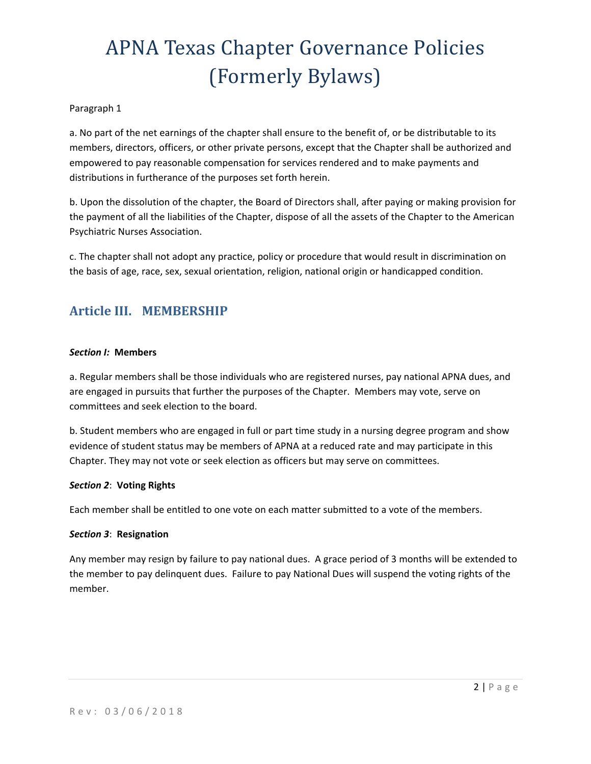# APNA Texas Chapter Governance Policies (Formerly Bylaws)

Paragraph 1

a. No part of the net earnings of the chapter shall ensure to the benefit of, or be distributable to its members, directors, officers, or other private persons, except that the Chapter shall be authorized and empowered to pay reasonable compensation for services rendered and to make payments and distributions in furtherance of the purposes set forth herein.

b. Upon the dissolution of the chapter, the Board of Directors shall, after paying or making provision for the payment of all the liabilities of the Chapter, dispose of all the assets of the Chapter to the American Psychiatric Nurses Association.

c. The chapter shall not adopt any practice, policy or procedure that would result in discrimination on the basis of age, race, sex, sexual orientation, religion, national origin or handicapped condition.

## Article III. MEMBERSHIP

***Section I:*** **Members**

a. Regular members shall be those individuals who are registered nurses, pay national APNA dues, and are engaged in pursuits that further the purposes of the Chapter. Members may vote, serve on committees and seek election to the board.

b. Student members who are engaged in full or part time study in a nursing degree program and show evidence of student status may be members of APNA at a reduced rate and may participate in this Chapter. They may not vote or seek election as officers but may serve on committees.

***Section 2***: **Voting Rights**

Each member shall be entitled to one vote on each matter submitted to a vote of the members.

***Section 3***: **Resignation**

Any member may resign by failure to pay national dues. A grace period of 3 months will be extended to the member to pay delinquent dues. Failure to pay National Dues will suspend the voting rights of the member.

Rev: 03/06/2018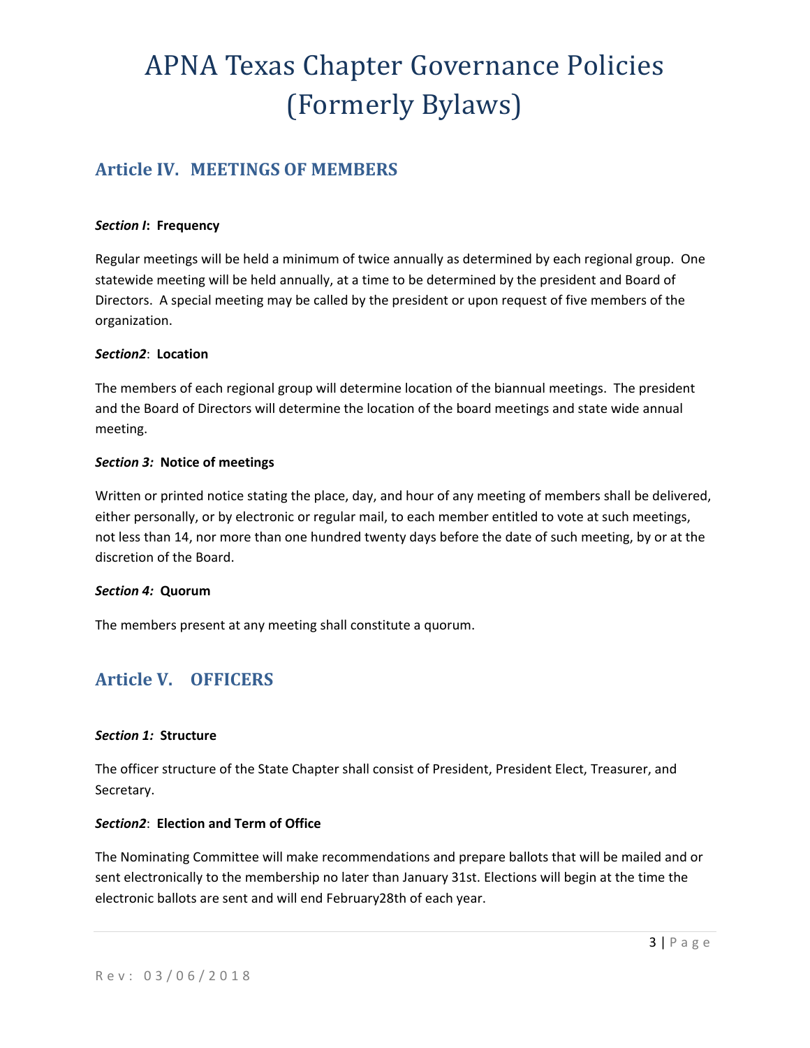# APNA Texas Chapter Governance Policies (Formerly Bylaws)

## Article IV. MEETINGS OF MEMBERS

***Section I*: Frequency**

Regular meetings will be held a minimum of twice annually as determined by each regional group. One statewide meeting will be held annually, at a time to be determined by the president and Board of Directors. A special meeting may be called by the president or upon request of five members of the organization.

***Section2*: Location**

The members of each regional group will determine location of the biannual meetings. The president and the Board of Directors will determine the location of the board meetings and state wide annual meeting.

***Section 3:* Notice of meetings**

Written or printed notice stating the place, day, and hour of any meeting of members shall be delivered, either personally, or by electronic or regular mail, to each member entitled to vote at such meetings, not less than 14, nor more than one hundred twenty days before the date of such meeting, by or at the discretion of the Board.

***Section 4:* Quorum**

The members present at any meeting shall constitute a quorum.

## Article V. OFFICERS

***Section 1:* Structure**

The officer structure of the State Chapter shall consist of President, President Elect, Treasurer, and Secretary.

***Section2*: Election and Term of Office**

The Nominating Committee will make recommendations and prepare ballots that will be mailed and or sent electronically to the membership no later than January 31st. Elections will begin at the time the electronic ballots are sent and will end February28th of each year.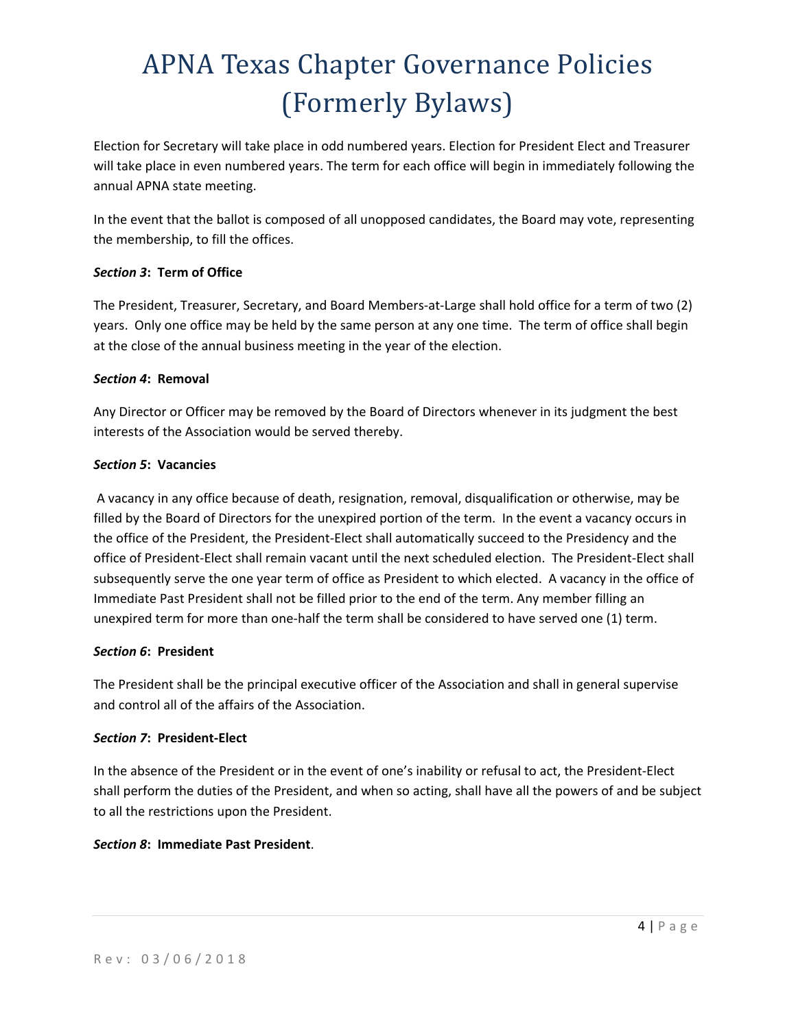Election for Secretary will take place in odd numbered years. Election for President Elect and Treasurer will take place in even numbered years. The term for each office will begin in immediately following the annual APNA state meeting.

In the event that the ballot is composed of all unopposed candidates, the Board may vote, representing the membership, to fill the offices.

***Section 3*: Term of Office**

The President, Treasurer, Secretary, and Board Members-at-Large shall hold office for a term of two (2) years. Only one office may be held by the same person at any one time. The term of office shall begin at the close of the annual business meeting in the year of the election.

***Section 4*: Removal**

Any Director or Officer may be removed by the Board of Directors whenever in its judgment the best interests of the Association would be served thereby.

***Section 5*: Vacancies**

A vacancy in any office because of death, resignation, removal, disqualification or otherwise, may be filled by the Board of Directors for the unexpired portion of the term. In the event a vacancy occurs in the office of the President, the President-Elect shall automatically succeed to the Presidency and the office of President-Elect shall remain vacant until the next scheduled election. The President-Elect shall subsequently serve the one year term of office as President to which elected. A vacancy in the office of Immediate Past President shall not be filled prior to the end of the term. Any member filling an unexpired term for more than one-half the term shall be considered to have served one (1) term.

***Section 6*: President**

The President shall be the principal executive officer of the Association and shall in general supervise and control all of the affairs of the Association.

***Section 7*: President-Elect**

In the absence of the President or in the event of one's inability or refusal to act, the President-Elect shall perform the duties of the President, and when so acting, shall have all the powers of and be subject to all the restrictions upon the President.

***Section 8*: Immediate Past President**.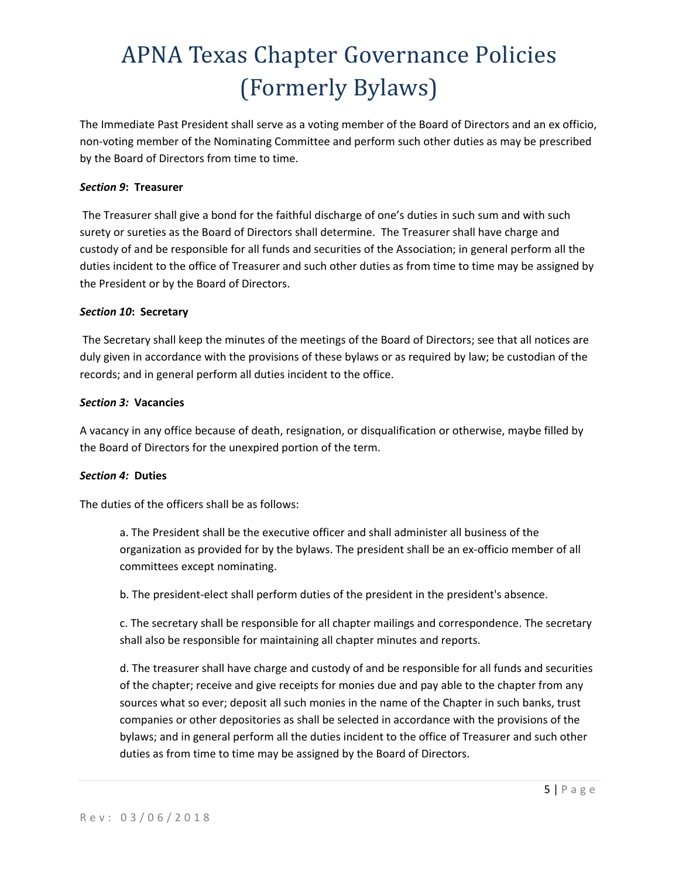The Immediate Past President shall serve as a voting member of the Board of Directors and an ex officio, non-voting member of the Nominating Committee and perform such other duties as may be prescribed by the Board of Directors from time to time.

***Section 9*: Treasurer**

The Treasurer shall give a bond for the faithful discharge of one's duties in such sum and with such surety or sureties as the Board of Directors shall determine. The Treasurer shall have charge and custody of and be responsible for all funds and securities of the Association; in general perform all the duties incident to the office of Treasurer and such other duties as from time to time may be assigned by the President or by the Board of Directors.

***Section 10*: Secretary**

The Secretary shall keep the minutes of the meetings of the Board of Directors; see that all notices are duly given in accordance with the provisions of these bylaws or as required by law; be custodian of the records; and in general perform all duties incident to the office.

***Section 3:* Vacancies**

A vacancy in any office because of death, resignation, or disqualification or otherwise, maybe filled by the Board of Directors for the unexpired portion of the term.

***Section 4:* Duties**

The duties of the officers shall be as follows:

a. The President shall be the executive officer and shall administer all business of the organization as provided for by the bylaws. The president shall be an ex-officio member of all committees except nominating.

b. The president-elect shall perform duties of the president in the president's absence.

c. The secretary shall be responsible for all chapter mailings and correspondence. The secretary shall also be responsible for maintaining all chapter minutes and reports.

d. The treasurer shall have charge and custody of and be responsible for all funds and securities of the chapter; receive and give receipts for monies due and pay able to the chapter from any sources what so ever; deposit all such monies in the name of the Chapter in such banks, trust companies or other depositories as shall be selected in accordance with the provisions of the bylaws; and in general perform all the duties incident to the office of Treasurer and such other duties as from time to time may be assigned by the Board of Directors.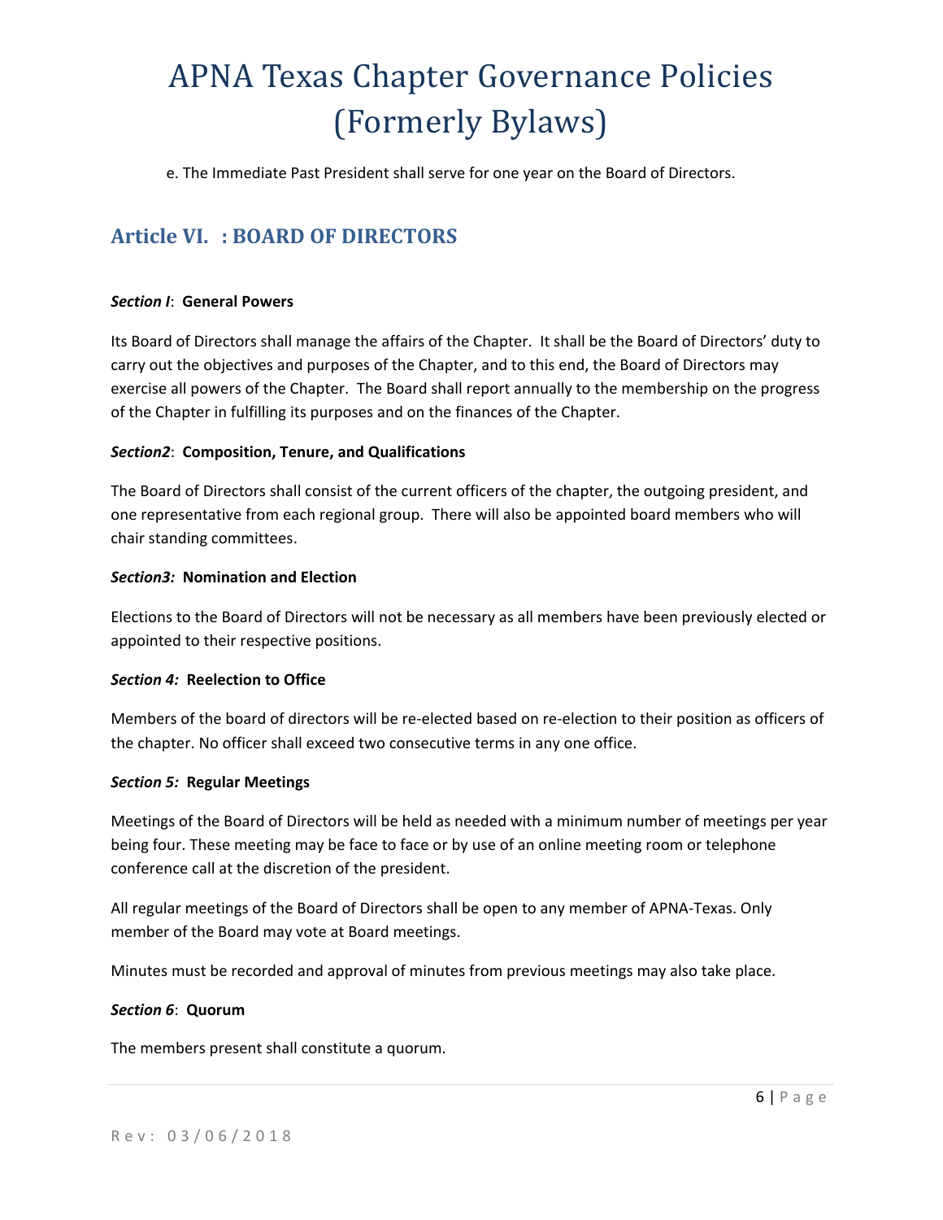e. The Immediate Past President shall serve for one year on the Board of Directors.

## Article VI. : BOARD OF DIRECTORS

***Section I*: General Powers**

Its Board of Directors shall manage the affairs of the Chapter. It shall be the Board of Directors' duty to carry out the objectives and purposes of the Chapter, and to this end, the Board of Directors may exercise all powers of the Chapter. The Board shall report annually to the membership on the progress of the Chapter in fulfilling its purposes and on the finances of the Chapter.

***Section2*: Composition, Tenure, and Qualifications**

The Board of Directors shall consist of the current officers of the chapter, the outgoing president, and one representative from each regional group. There will also be appointed board members who will chair standing committees.

***Section3:* Nomination and Election**

Elections to the Board of Directors will not be necessary as all members have been previously elected or appointed to their respective positions.

***Section 4:* Reelection to Office**

Members of the board of directors will be re-elected based on re-election to their position as officers of the chapter. No officer shall exceed two consecutive terms in any one office.

***Section 5:* Regular Meetings**

Meetings of the Board of Directors will be held as needed with a minimum number of meetings per year being four. These meeting may be face to face or by use of an online meeting room or telephone conference call at the discretion of the president.

All regular meetings of the Board of Directors shall be open to any member of APNA-Texas. Only member of the Board may vote at Board meetings.

Minutes must be recorded and approval of minutes from previous meetings may also take place.

***Section 6*: Quorum**

The members present shall constitute a quorum.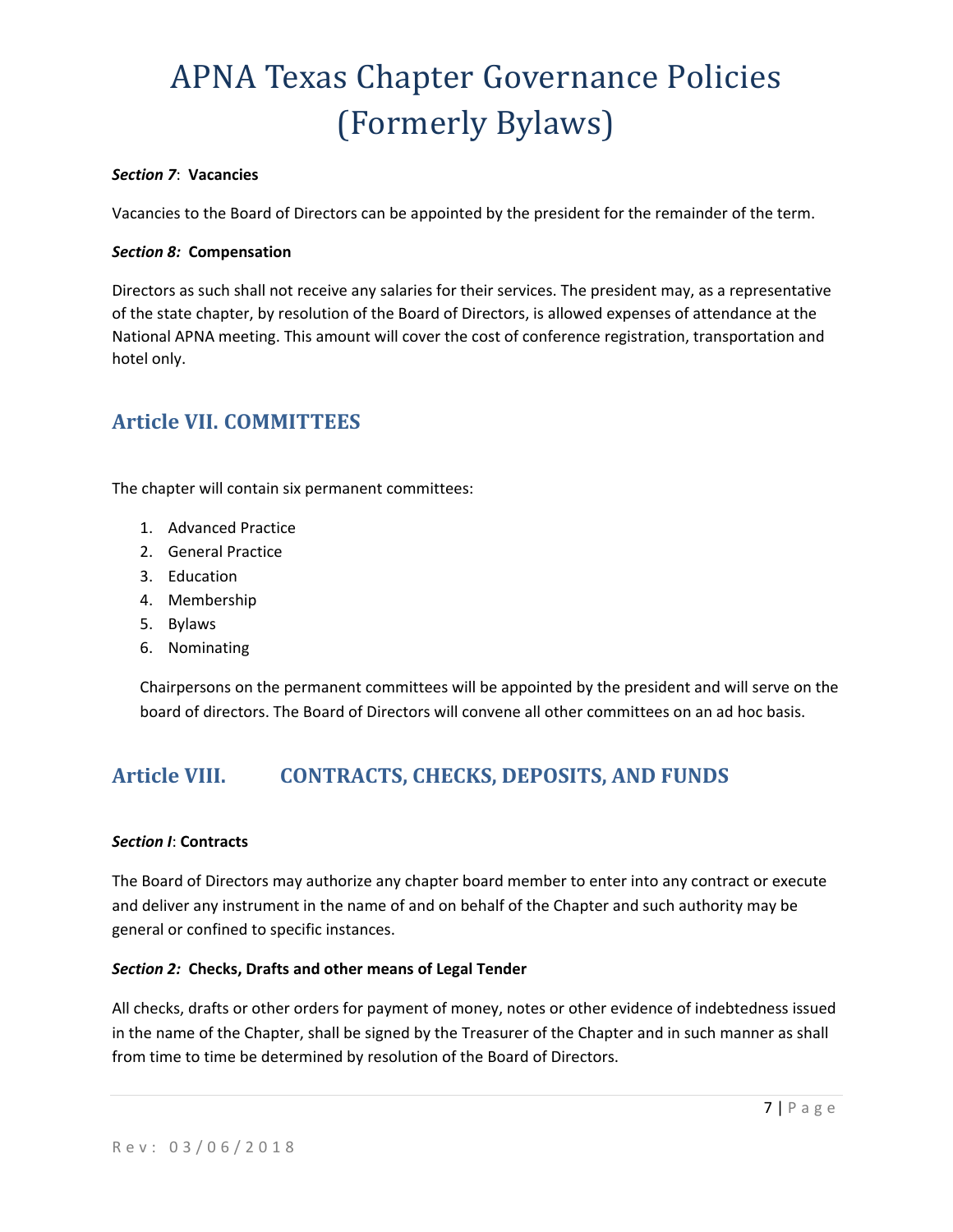***Section 7***: **Vacancies**

Vacancies to the Board of Directors can be appointed by the president for the remainder of the term.

***Section 8:*** **Compensation**

Directors as such shall not receive any salaries for their services. The president may, as a representative of the state chapter, by resolution of the Board of Directors, is allowed expenses of attendance at the National APNA meeting. This amount will cover the cost of conference registration, transportation and hotel only.

## Article VII. COMMITTEES

The chapter will contain six permanent committees:

1. Advanced Practice
2. General Practice
3. Education
4. Membership
5. Bylaws
6. Nominating

Chairpersons on the permanent committees will be appointed by the president and will serve on the board of directors. The Board of Directors will convene all other committees on an ad hoc basis.

## Article VIII. CONTRACTS, CHECKS, DEPOSITS, AND FUNDS

***Section I***: **Contracts**

The Board of Directors may authorize any chapter board member to enter into any contract or execute and deliver any instrument in the name of and on behalf of the Chapter and such authority may be general or confined to specific instances.

***Section 2:*** **Checks, Drafts and other means of Legal Tender**

All checks, drafts or other orders for payment of money, notes or other evidence of indebtedness issued in the name of the Chapter, shall be signed by the Treasurer of the Chapter and in such manner as shall from time to time be determined by resolution of the Board of Directors.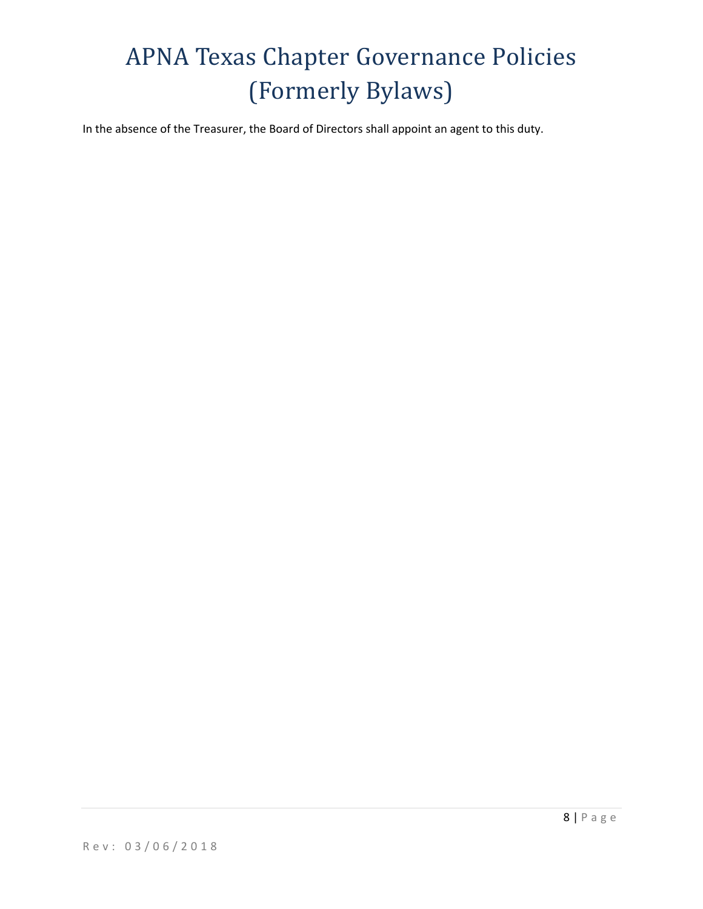In the absence of the Treasurer, the Board of Directors shall appoint an agent to this duty.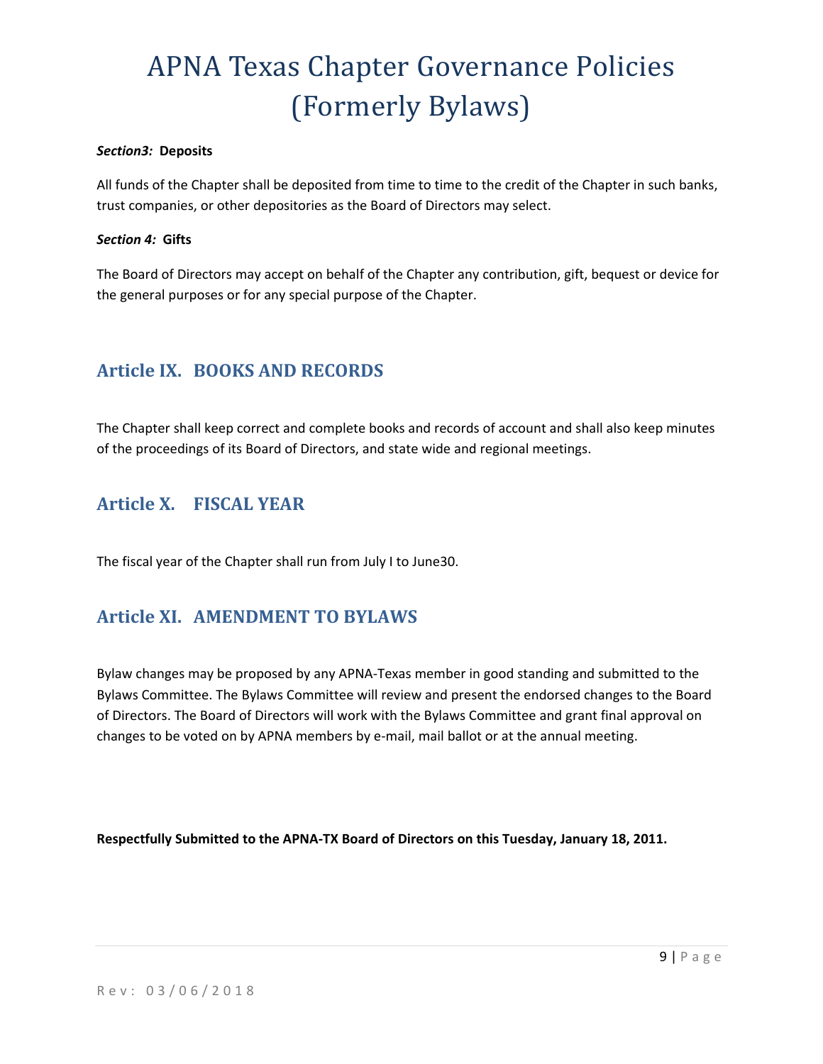***Section3:* Deposits**

All funds of the Chapter shall be deposited from time to time to the credit of the Chapter in such banks, trust companies, or other depositories as the Board of Directors may select.

***Section 4:* Gifts**

The Board of Directors may accept on behalf of the Chapter any contribution, gift, bequest or device for the general purposes or for any special purpose of the Chapter.

## Article IX. BOOKS AND RECORDS

The Chapter shall keep correct and complete books and records of account and shall also keep minutes of the proceedings of its Board of Directors, and state wide and regional meetings.

## Article X. FISCAL YEAR

The fiscal year of the Chapter shall run from July I to June30.

## Article XI. AMENDMENT TO BYLAWS

Bylaw changes may be proposed by any APNA-Texas member in good standing and submitted to the Bylaws Committee. The Bylaws Committee will review and present the endorsed changes to the Board of Directors. The Board of Directors will work with the Bylaws Committee and grant final approval on changes to be voted on by APNA members by e-mail, mail ballot or at the annual meeting.

**Respectfully Submitted to the APNA-TX Board of Directors on this Tuesday, January 18, 2011.**